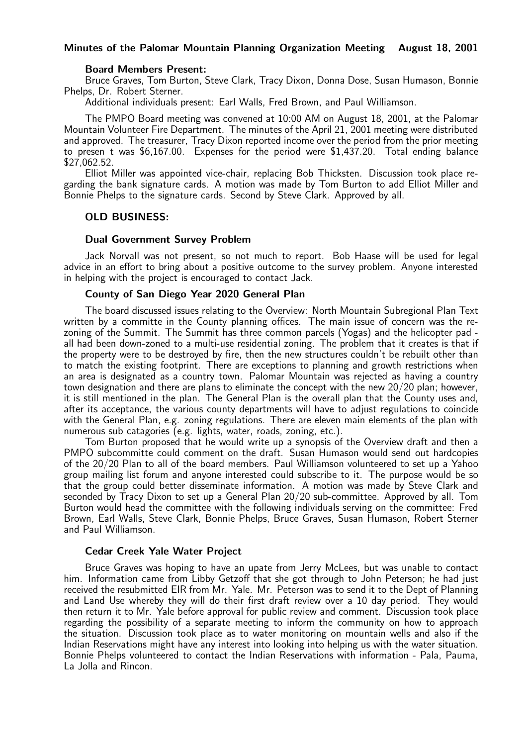# Minutes of the Palomar Mountain Planning Organization Meeting August 18, 2001

**Board Members Present:**

Bruce Graves, Tom Burton, Steve Clark, Tracy Dixon, Donna Dose, Susan Humason, Bonnie Phelps, Dr. Robert Sterner.

Additional individuals present: Earl Walls, Fred Brown, and Paul Williamson.

The PMPO Board meeting was convened at 10:00 AM on August 18, 2001, at the Palomar Mountain Volunteer Fire Department. The minutes of the April 21, 2001 meeting were distributed and approved. The treasurer, Tracy Dixon reported income over the period from the prior meeting to presen t was $6,167.00. Expenses for the period were $1,437.20. Total ending balance $27,062.52.

Elliot Miller was appointed vice-chair, replacing Bob Thicksten. Discussion took place regarding the bank signature cards. A motion was made by Tom Burton to add Elliot Miller and Bonnie Phelps to the signature cards. Second by Steve Clark. Approved by all.

## OLD BUSINESS:

### Dual Government Survey Problem

Jack Norvall was not present, so not much to report. Bob Haase will be used for legal advice in an effort to bring about a positive outcome to the survey problem. Anyone interested in helping with the project is encouraged to contact Jack.

### County of San Diego Year 2020 General Plan

The board discussed issues relating to the Overview: North Mountain Subregional Plan Text written by a committe in the County planning offices. The main issue of concern was the rezoning of the Summit. The Summit has three common parcels (Yogas) and the helicopter pad - all had been down-zoned to a multi-use residential zoning. The problem that it creates is that if the property were to be destroyed by fire, then the new structures couldn't be rebuilt other than to match the existing footprint. There are exceptions to planning and growth restrictions when an area is designated as a country town. Palomar Mountain was rejected as having a country town designation and there are plans to eliminate the concept with the new 20/20 plan; however, it is still mentioned in the plan. The General Plan is the overall plan that the County uses and, after its acceptance, the various county departments will have to adjust regulations to coincide with the General Plan, e.g. zoning regulations. There are eleven main elements of the plan with numerous sub catagories (e.g. lights, water, roads, zoning, etc.).

Tom Burton proposed that he would write up a synopsis of the Overview draft and then a PMPO subcommitte could comment on the draft. Susan Humason would send out hardcopies of the 20/20 Plan to all of the board members. Paul Williamson volunteered to set up a Yahoo group mailing list forum and anyone interested could subscribe to it. The purpose would be so that the group could better disseminate information. A motion was made by Steve Clark and seconded by Tracy Dixon to set up a General Plan 20/20 sub-committee. Approved by all. Tom Burton would head the committee with the following individuals serving on the committee: Fred Brown, Earl Walls, Steve Clark, Bonnie Phelps, Bruce Graves, Susan Humason, Robert Sterner and Paul Williamson.

### Cedar Creek Yale Water Project

Bruce Graves was hoping to have an upate from Jerry McLees, but was unable to contact him. Information came from Libby Getzoff that she got through to John Peterson; he had just received the resubmitted EIR from Mr. Yale. Mr. Peterson was to send it to the Dept of Planning and Land Use whereby they will do their first draft review over a 10 day period. They would then return it to Mr. Yale before approval for public review and comment. Discussion took place regarding the possibility of a separate meeting to inform the community on how to approach the situation. Discussion took place as to water monitoring on mountain wells and also if the Indian Reservations might have any interest into looking into helping us with the water situation. Bonnie Phelps volunteered to contact the Indian Reservations with information - Pala, Pauma, La Jolla and Rincon.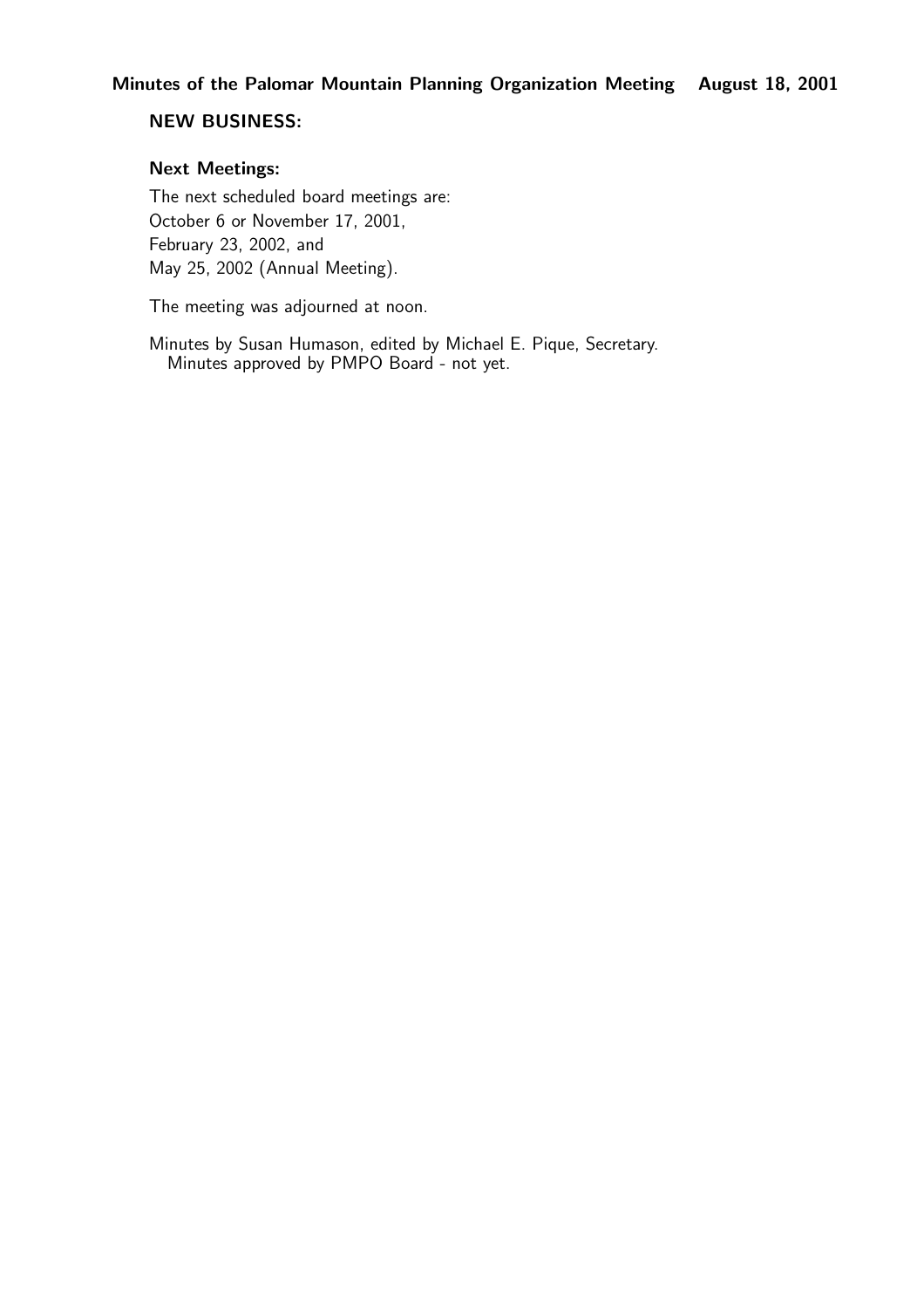## NEW BUSINESS:

### Next Meetings:

The next scheduled board meetings are:
October 6 or November 17, 2001,
February 23, 2002, and
May 25, 2002 (Annual Meeting).

The meeting was adjourned at noon.

Minutes by Susan Humason, edited by Michael E. Pique, Secretary.
Minutes approved by PMPO Board - not yet.